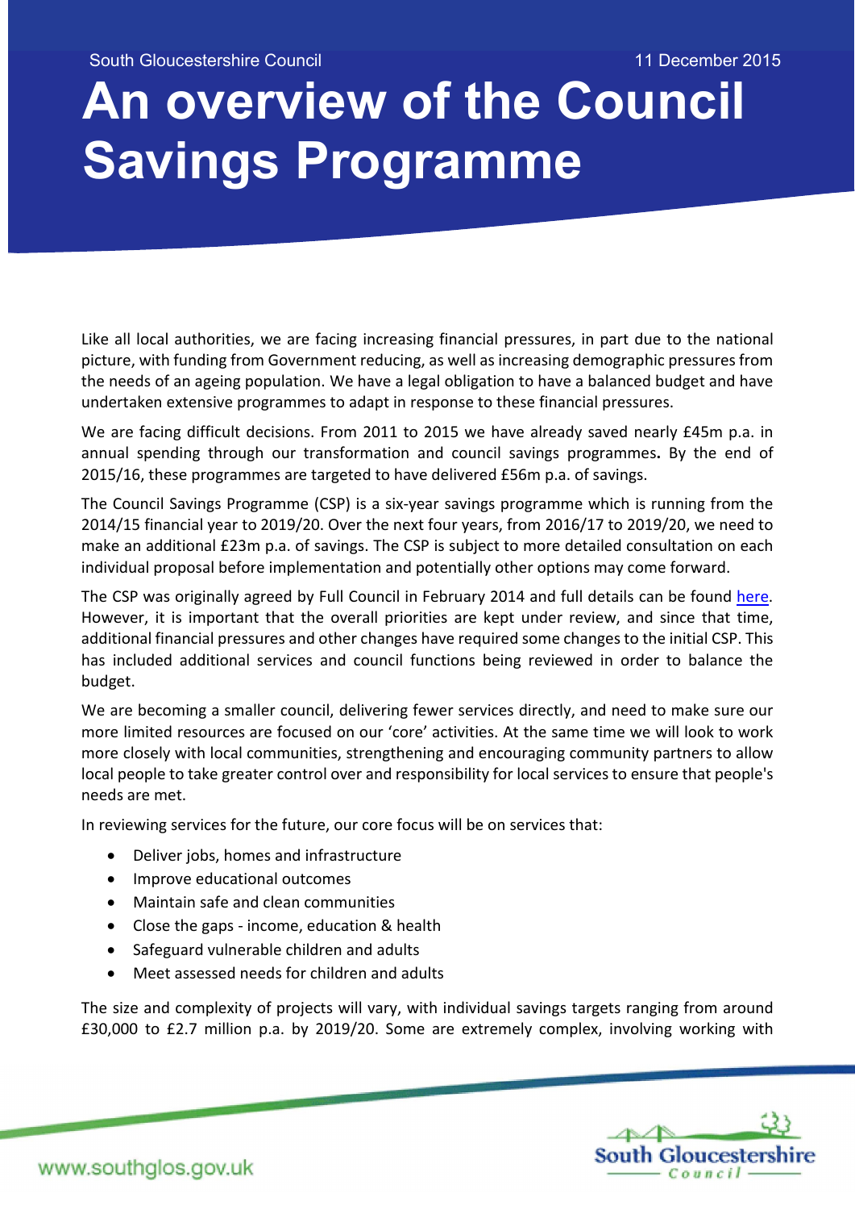South Gloucestershire Council 11 December 2015

# An overview of the Council Savings Programme

Like all local authorities, we are facing increasing financial pressures, in part due to the national picture, with funding from Government reducing, as well as increasing demographic pressures from the needs of an ageing population. We have a legal obligation to have a balanced budget and have undertaken extensive programmes to adapt in response to these financial pressures.

We are facing difficult decisions. From 2011 to 2015 we have already saved nearly £45m p.a. in annual spending through our transformation and council savings programmes**.** By the end of 2015/16, these programmes are targeted to have delivered £56m p.a. of savings.

The Council Savings Programme (CSP) is a six-year savings programme which is running from the 2014/15 financial year to 2019/20. Over the next four years, from 2016/17 to 2019/20, we need to make an additional £23m p.a. of savings. The CSP is subject to more detailed consultation on each individual proposal before implementation and potentially other options may come forward.

The CSP was originally agreed by Full Council in February 2014 and full details can be found here. However, it is important that the overall priorities are kept under review, and since that time, additional financial pressures and other changes have required some changes to the initial CSP. This has included additional services and council functions being reviewed in order to balance the budget.

We are becoming a smaller council, delivering fewer services directly, and need to make sure our more limited resources are focused on our 'core' activities. At the same time we will look to work more closely with local communities, strengthening and encouraging community partners to allow local people to take greater control over and responsibility for local services to ensure that people's needs are met.

In reviewing services for the future, our core focus will be on services that:

- Deliver jobs, homes and infrastructure
- Improve educational outcomes
- Maintain safe and clean communities
- Close the gaps - income, education & health
- Safeguard vulnerable children and adults
- Meet assessed needs for children and adults

The size and complexity of projects will vary, with individual savings targets ranging from around £30,000 to £2.7 million p.a. by 2019/20. Some are extremely complex, involving working with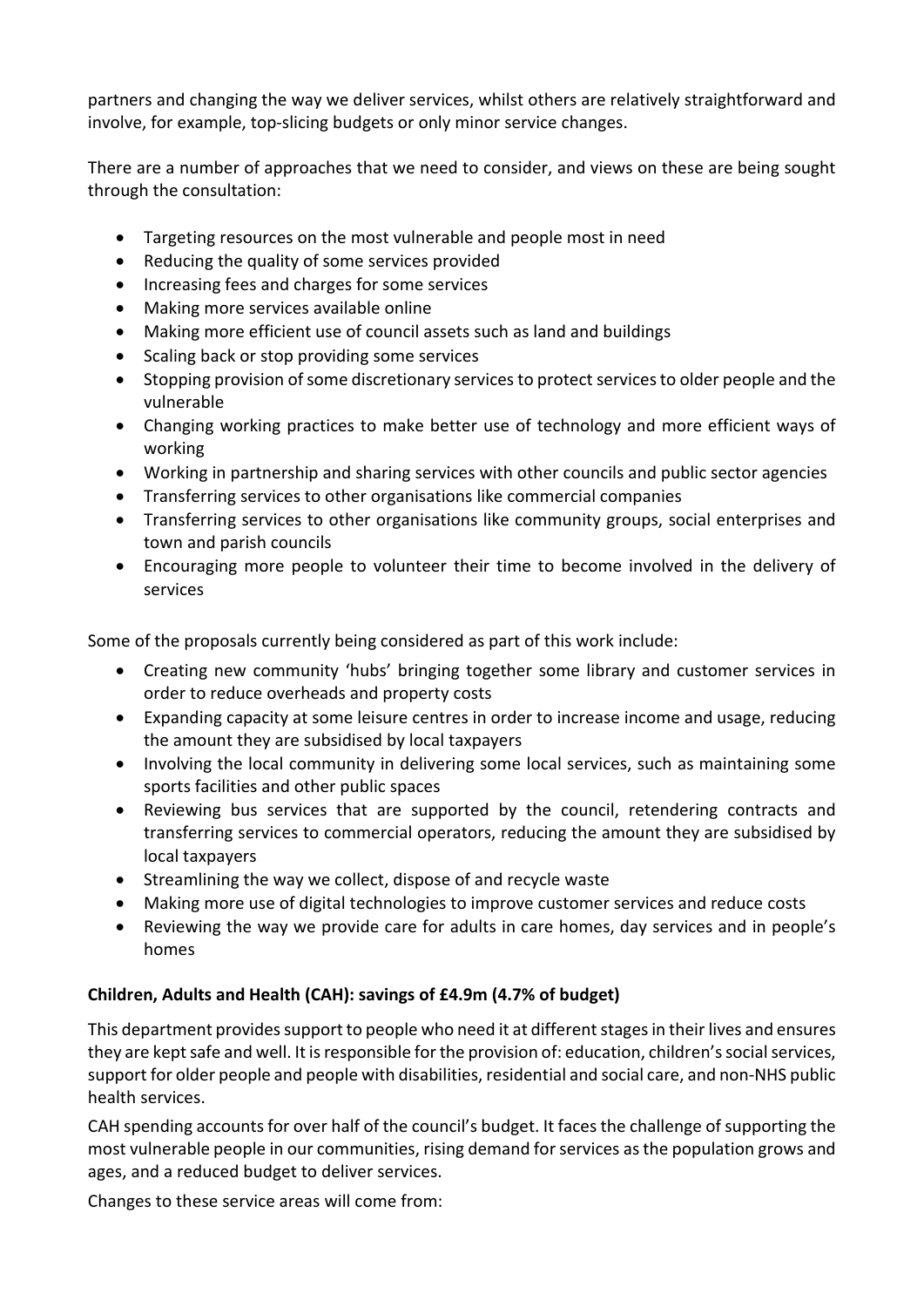partners and changing the way we deliver services, whilst others are relatively straightforward and involve, for example, top-slicing budgets or only minor service changes.

There are a number of approaches that we need to consider, and views on these are being sought through the consultation:

- Targeting resources on the most vulnerable and people most in need
- Reducing the quality of some services provided
- Increasing fees and charges for some services
- Making more services available online
- Making more efficient use of council assets such as land and buildings
- Scaling back or stop providing some services
- Stopping provision of some discretionary services to protect services to older people and the vulnerable
- Changing working practices to make better use of technology and more efficient ways of working
- Working in partnership and sharing services with other councils and public sector agencies
- Transferring services to other organisations like commercial companies
- Transferring services to other organisations like community groups, social enterprises and town and parish councils
- Encouraging more people to volunteer their time to become involved in the delivery of services

Some of the proposals currently being considered as part of this work include:

- Creating new community 'hubs' bringing together some library and customer services in order to reduce overheads and property costs
- Expanding capacity at some leisure centres in order to increase income and usage, reducing the amount they are subsidised by local taxpayers
- Involving the local community in delivering some local services, such as maintaining some sports facilities and other public spaces
- Reviewing bus services that are supported by the council, retendering contracts and transferring services to commercial operators, reducing the amount they are subsidised by local taxpayers
- Streamlining the way we collect, dispose of and recycle waste
- Making more use of digital technologies to improve customer services and reduce costs
- Reviewing the way we provide care for adults in care homes, day services and in people's homes

**Children, Adults and Health (CAH): savings of £4.9m (4.7% of budget)**

This department provides support to people who need it at different stages in their lives and ensures they are kept safe and well. It is responsible for the provision of: education, children's social services, support for older people and people with disabilities, residential and social care, and non-NHS public health services.

CAH spending accounts for over half of the council's budget. It faces the challenge of supporting the most vulnerable people in our communities, rising demand for services as the population grows and ages, and a reduced budget to deliver services.

Changes to these service areas will come from: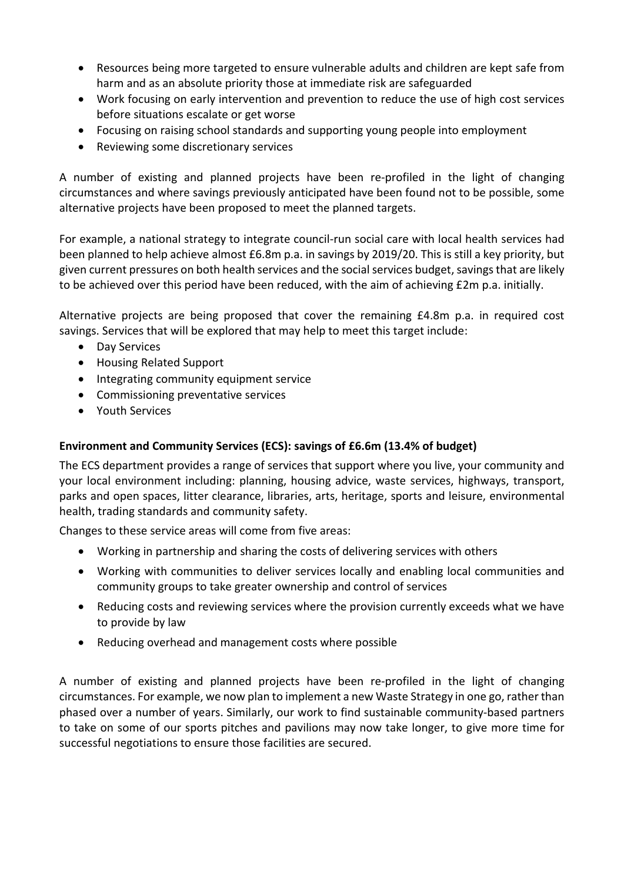- Resources being more targeted to ensure vulnerable adults and children are kept safe from harm and as an absolute priority those at immediate risk are safeguarded
- Work focusing on early intervention and prevention to reduce the use of high cost services before situations escalate or get worse
- Focusing on raising school standards and supporting young people into employment
- Reviewing some discretionary services

A number of existing and planned projects have been re-profiled in the light of changing circumstances and where savings previously anticipated have been found not to be possible, some alternative projects have been proposed to meet the planned targets.

For example, a national strategy to integrate council-run social care with local health services had been planned to help achieve almost £6.8m p.a. in savings by 2019/20. This is still a key priority, but given current pressures on both health services and the social services budget, savings that are likely to be achieved over this period have been reduced, with the aim of achieving £2m p.a. initially.

Alternative projects are being proposed that cover the remaining £4.8m p.a. in required cost savings. Services that will be explored that may help to meet this target include:

- Day Services
- Housing Related Support
- Integrating community equipment service
- Commissioning preventative services
- Youth Services

**Environment and Community Services (ECS): savings of £6.6m (13.4% of budget)**

The ECS department provides a range of services that support where you live, your community and your local environment including: planning, housing advice, waste services, highways, transport, parks and open spaces, litter clearance, libraries, arts, heritage, sports and leisure, environmental health, trading standards and community safety.

Changes to these service areas will come from five areas:

- Working in partnership and sharing the costs of delivering services with others
- Working with communities to deliver services locally and enabling local communities and community groups to take greater ownership and control of services
- Reducing costs and reviewing services where the provision currently exceeds what we have to provide by law
- Reducing overhead and management costs where possible

A number of existing and planned projects have been re-profiled in the light of changing circumstances. For example, we now plan to implement a new Waste Strategy in one go, rather than phased over a number of years. Similarly, our work to find sustainable community-based partners to take on some of our sports pitches and pavilions may now take longer, to give more time for successful negotiations to ensure those facilities are secured.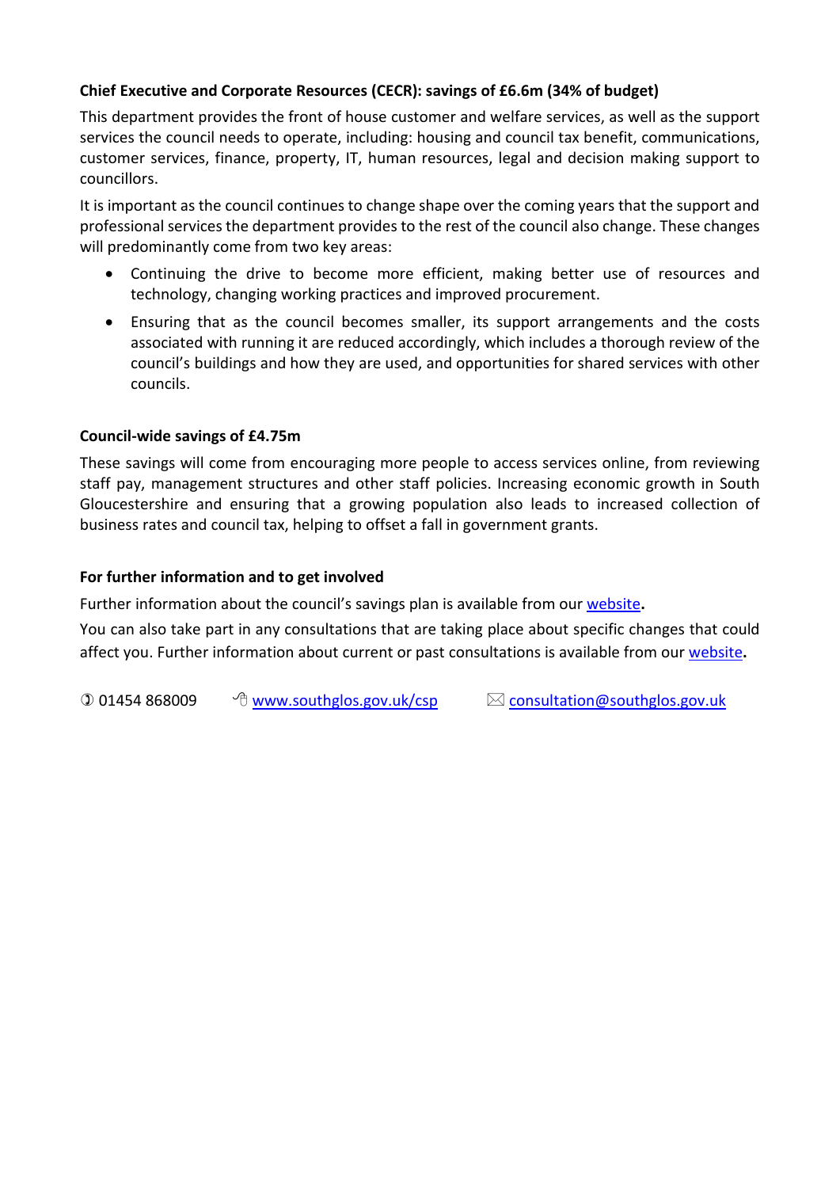**Chief Executive and Corporate Resources (CECR): savings of £6.6m (34% of budget)**

This department provides the front of house customer and welfare services, as well as the support services the council needs to operate, including: housing and council tax benefit, communications, customer services, finance, property, IT, human resources, legal and decision making support to councillors.

It is important as the council continues to change shape over the coming years that the support and professional services the department provides to the rest of the council also change. These changes will predominantly come from two key areas:

- Continuing the drive to become more efficient, making better use of resources and technology, changing working practices and improved procurement.
- Ensuring that as the council becomes smaller, its support arrangements and the costs associated with running it are reduced accordingly, which includes a thorough review of the council's buildings and how they are used, and opportunities for shared services with other councils.

**Council-wide savings of £4.75m**

These savings will come from encouraging more people to access services online, from reviewing staff pay, management structures and other staff policies. Increasing economic growth in South Gloucestershire and ensuring that a growing population also leads to increased collection of business rates and council tax, helping to offset a fall in government grants.

**For further information and to get involved**

Further information about the council's savings plan is available from our website**.**

You can also take part in any consultations that are taking place about specific changes that could affect you. Further information about current or past consultations is available from our website**.**

01454 868009 www.southglos.gov.uk/csp consultation@southglos.gov.uk